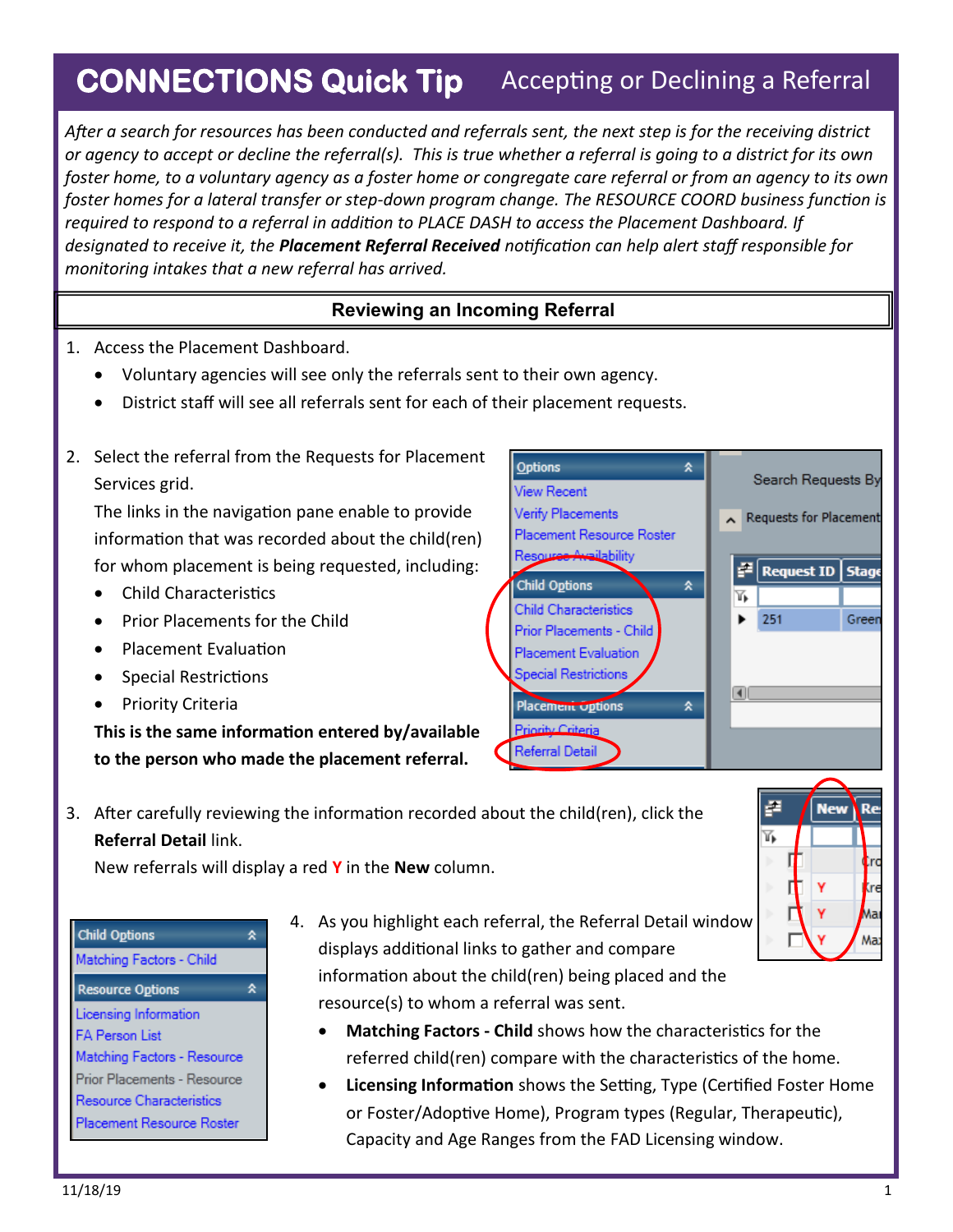# CONNECTIONS Quick Tip — Accepting or Declining a Referral

*After a search for resources has been conducted and referrals sent, the next step is for the receiving district or agency to accept or decline the referral(s). This is true whether a referral is going to a district for its own foster home, to a voluntary agency as a foster home or congregate care referral or from an agency to its own foster homes for a lateral transfer or step-down program change. The RESOURCE COORD business function is required to respond to a referral in addition to PLACE DASH to access the Placement Dashboard. If designated to receive it, the **Placement Referral Received** notification can help alert staff responsible for monitoring intakes that a new referral has arrived.*

## Reviewing an Incoming Referral

1. Access the Placement Dashboard.
   - Voluntary agencies will see only the referrals sent to their own agency.
   - District staff will see all referrals sent for each of their placement requests.

2. Select the referral from the Requests for Placement Services grid.
   The links in the navigation pane enable to provide information that was recorded about the child(ren) for whom placement is being requested, including:
   - Child Characteristics
   - Prior Placements for the Child
   - Placement Evaluation
   - Special Restrictions
   - Priority Criteria

   **This is the same information entered by/available to the person who made the placement referral.**

3. After carefully reviewing the information recorded about the child(ren), click the **Referral Detail** link.
   New referrals will display a red **Y** in the **New** column.

4. As you highlight each referral, the Referral Detail window displays additional links to gather and compare information about the child(ren) being placed and the resource(s) to whom a referral was sent.
   - **Matching Factors - Child** shows how the characteristics for the referred child(ren) compare with the characteristics of the home.
   - **Licensing Information** shows the Setting, Type (Certified Foster Home or Foster/Adoptive Home), Program types (Regular, Therapeutic), Capacity and Age Ranges from the FAD Licensing window.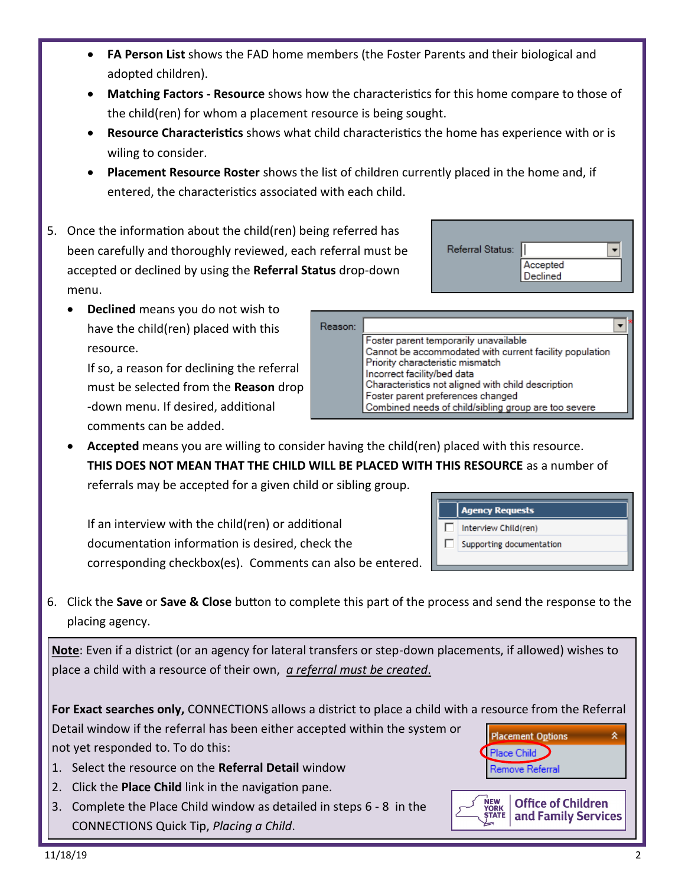- **FA Person List** shows the FAD home members (the Foster Parents and their biological and adopted children).
- **Matching Factors - Resource** shows how the characteristics for this home compare to those of the child(ren) for whom a placement resource is being sought.
- **Resource Characteristics** shows what child characteristics the home has experience with or is wiling to consider.
- **Placement Resource Roster** shows the list of children currently placed in the home and, if entered, the characteristics associated with each child.

5. Once the information about the child(ren) being referred has been carefully and thoroughly reviewed, each referral must be accepted or declined by using the **Referral Status** drop-down menu.

   Referral Status:
   Accepted
   Declined

   - **Declined** means you do not wish to have the child(ren) placed with this resource.
     If so, a reason for declining the referral must be selected from the **Reason** drop-down menu. If desired, additional comments can be added.

     Reason:
     Foster parent temporarily unavailable
     Cannot be accommodated with current facility population
     Priority characteristic mismatch
     Incorrect facility/bed data
     Characteristics not aligned with child description
     Foster parent preferences changed
     Combined needs of child/sibling group are too severe

   - **Accepted** means you are willing to consider having the child(ren) placed with this resource. **THIS DOES NOT MEAN THAT THE CHILD WILL BE PLACED WITH THIS RESOURCE** as a number of referrals may be accepted for a given child or sibling group.

     If an interview with the child(ren) or additional documentation information is desired, check the corresponding checkbox(es). Comments can also be entered.

     Agency Requests
     Interview Child(ren)
     Supporting documentation

6. Click the **Save** or **Save & Close** button to complete this part of the process and send the response to the placing agency.

<u>**Note**</u>: Even if a district (or an agency for lateral transfers or step-down placements, if allowed) wishes to place a child with a resource of their own, <u>*a referral must be created.*</u>

**For Exact searches only,** CONNECTIONS allows a district to place a child with a resource from the Referral Detail window if the referral has been either accepted within the system or not yet responded to. To do this:

1. Select the resource on the **Referral Detail** window
2. Click the **Place Child** link in the navigation pane.
3. Complete the Place Child window as detailed in steps 6 - 8 in the CONNECTIONS Quick Tip, *Placing a Child*.

Placement Options
Place Child
Remove Referral

NEW YORK STATE | Office of Children and Family Services

11/18/19